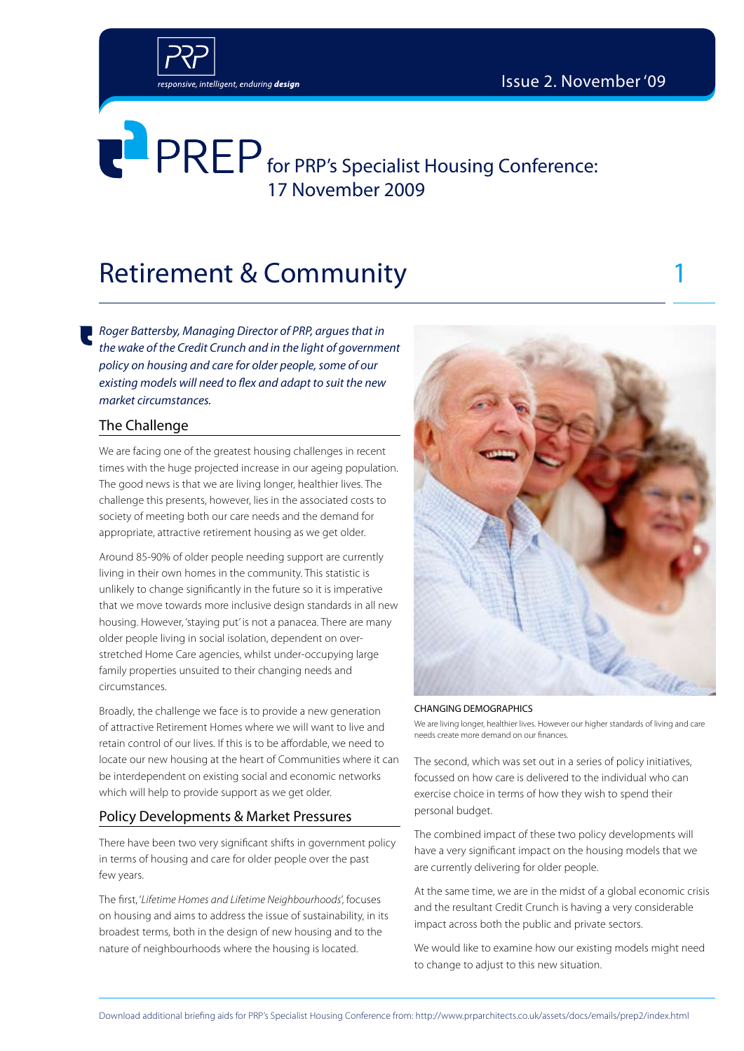# PREP for PRP's Specialist Housing Conference: 17 November 2009

## Retirement & Community

*Roger Battersby, Managing Director of PRP, argues that in the wake of the Credit Crunch and in the light of government policy on housing and care for older people, some of our existing models will need to flex and adapt to suit the new market circumstances.*

### The Challenge

We are facing one of the greatest housing challenges in recent times with the huge projected increase in our ageing population. The good news is that we are living longer, healthier lives. The challenge this presents, however, lies in the associated costs to society of meeting both our care needs and the demand for appropriate, attractive retirement housing as we get older.

Around 85-90% of older people needing support are currently living in their own homes in the community. This statistic is unlikely to change significantly in the future so it is imperative that we move towards more inclusive design standards in all new housing. However, 'staying put' is not a panacea. There are many older people living in social isolation, dependent on over-stretched Home Care agencies, whilst under-occupying large family properties unsuited to their changing needs and circumstances.

Broadly, the challenge we face is to provide a new generation of attractive Retirement Homes where we will want to live and retain control of our lives. If this is to be affordable, we need to locate our new housing at the heart of Communities where it can be interdependent on existing social and economic networks which will help to provide support as we get older.

### Policy Developments & Market Pressures

There have been two very significant shifts in government policy in terms of housing and care for older people over the past few years.

The first, '*Lifetime Homes and Lifetime Neighbourhoods*', focuses on housing and aims to address the issue of sustainability, in its broadest terms, both in the design of new housing and to the nature of neighbourhoods where the housing is located.

CHANGING DEMOGRAPHICS

We are living longer, healthier lives. However our higher standards of living and care needs create more demand on our finances.

The second, which was set out in a series of policy initiatives, focussed on how care is delivered to the individual who can exercise choice in terms of how they wish to spend their personal budget.

The combined impact of these two policy developments will have a very significant impact on the housing models that we are currently delivering for older people.

At the same time, we are in the midst of a global economic crisis and the resultant Credit Crunch is having a very considerable impact across both the public and private sectors.

We would like to examine how our existing models might need to change to adjust to this new situation.

Download additional briefing aids for PRP's Specialist Housing Conference from: http://www.prparchitects.co.uk/assets/docs/emails/prep2/index.html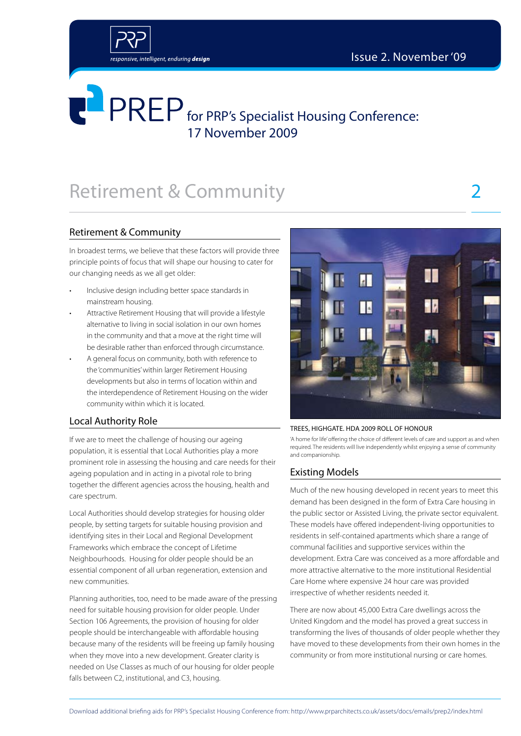# PREP for PRP's Specialist Housing Conference: 17 November 2009

# Retirement & Community

## Retirement & Community

In broadest terms, we believe that these factors will provide three principle points of focus that will shape our housing to cater for our changing needs as we all get older:

- Inclusive design including better space standards in mainstream housing.
- Attractive Retirement Housing that will provide a lifestyle alternative to living in social isolation in our own homes in the community and that a move at the right time will be desirable rather than enforced through circumstance.
- A general focus on community, both with reference to the 'communities' within larger Retirement Housing developments but also in terms of location within and the interdependence of Retirement Housing on the wider community within which it is located.

## Local Authority Role

If we are to meet the challenge of housing our ageing population, it is essential that Local Authorities play a more prominent role in assessing the housing and care needs for their ageing population and in acting in a pivotal role to bring together the different agencies across the housing, health and care spectrum.

Local Authorities should develop strategies for housing older people, by setting targets for suitable housing provision and identifying sites in their Local and Regional Development Frameworks which embrace the concept of Lifetime Neighbourhoods. Housing for older people should be an essential component of all urban regeneration, extension and new communities.

Planning authorities, too, need to be made aware of the pressing need for suitable housing provision for older people. Under Section 106 Agreements, the provision of housing for older people should be interchangeable with affordable housing because many of the residents will be freeing up family housing when they move into a new development. Greater clarity is needed on Use Classes as much of our housing for older people falls between C2, institutional, and C3, housing.

TREES, HIGHGATE. HDA 2009 ROLL OF HONOUR

'A home for life' offering the choice of different levels of care and support as and when required. The residents will live independently whilst enjoying a sense of community and companionship.

## Existing Models

Much of the new housing developed in recent years to meet this demand has been designed in the form of Extra Care housing in the public sector or Assisted Living, the private sector equivalent. These models have offered independent-living opportunities to residents in self-contained apartments which share a range of communal facilities and supportive services within the development. Extra Care was conceived as a more affordable and more attractive alternative to the more institutional Residential Care Home where expensive 24 hour care was provided irrespective of whether residents needed it.

There are now about 45,000 Extra Care dwellings across the United Kingdom and the model has proved a great success in transforming the lives of thousands of older people whether they have moved to these developments from their own homes in the community or from more institutional nursing or care homes.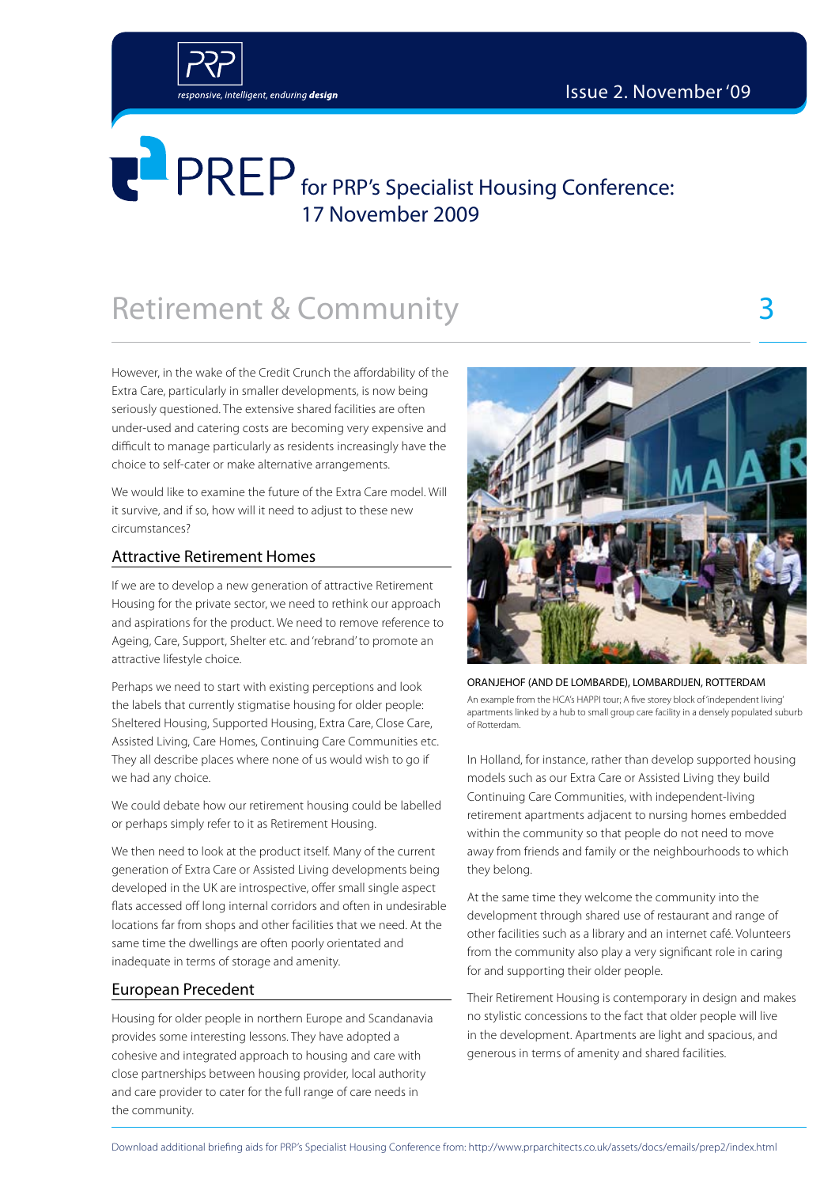# Retirement & Community

However, in the wake of the Credit Crunch the affordability of the Extra Care, particularly in smaller developments, is now being seriously questioned. The extensive shared facilities are often under-used and catering costs are becoming very expensive and difficult to manage particularly as residents increasingly have the choice to self-cater or make alternative arrangements.

We would like to examine the future of the Extra Care model. Will it survive, and if so, how will it need to adjust to these new circumstances?

## Attractive Retirement Homes

If we are to develop a new generation of attractive Retirement Housing for the private sector, we need to rethink our approach and aspirations for the product. We need to remove reference to Ageing, Care, Support, Shelter etc. and 'rebrand' to promote an attractive lifestyle choice.

Perhaps we need to start with existing perceptions and look the labels that currently stigmatise housing for older people: Sheltered Housing, Supported Housing, Extra Care, Close Care, Assisted Living, Care Homes, Continuing Care Communities etc. They all describe places where none of us would wish to go if we had any choice.

We could debate how our retirement housing could be labelled or perhaps simply refer to it as Retirement Housing.

We then need to look at the product itself. Many of the current generation of Extra Care or Assisted Living developments being developed in the UK are introspective, offer small single aspect flats accessed off long internal corridors and often in undesirable locations far from shops and other facilities that we need. At the same time the dwellings are often poorly orientated and inadequate in terms of storage and amenity.

## European Precedent

Housing for older people in northern Europe and Scandanavia provides some interesting lessons. They have adopted a cohesive and integrated approach to housing and care with close partnerships between housing provider, local authority and care provider to cater for the full range of care needs in the community.

ORANJEHOF (AND DE LOMBARDE), LOMBARDIJEN, ROTTERDAM

An example from the HCA's HAPPI tour; A five storey block of 'independent living' apartments linked by a hub to small group care facility in a densely populated suburb of Rotterdam.

In Holland, for instance, rather than develop supported housing models such as our Extra Care or Assisted Living they build Continuing Care Communities, with independent-living retirement apartments adjacent to nursing homes embedded within the community so that people do not need to move away from friends and family or the neighbourhoods to which they belong.

At the same time they welcome the community into the development through shared use of restaurant and range of other facilities such as a library and an internet café. Volunteers from the community also play a very significant role in caring for and supporting their older people.

Their Retirement Housing is contemporary in design and makes no stylistic concessions to the fact that older people will live in the development. Apartments are light and spacious, and generous in terms of amenity and shared facilities.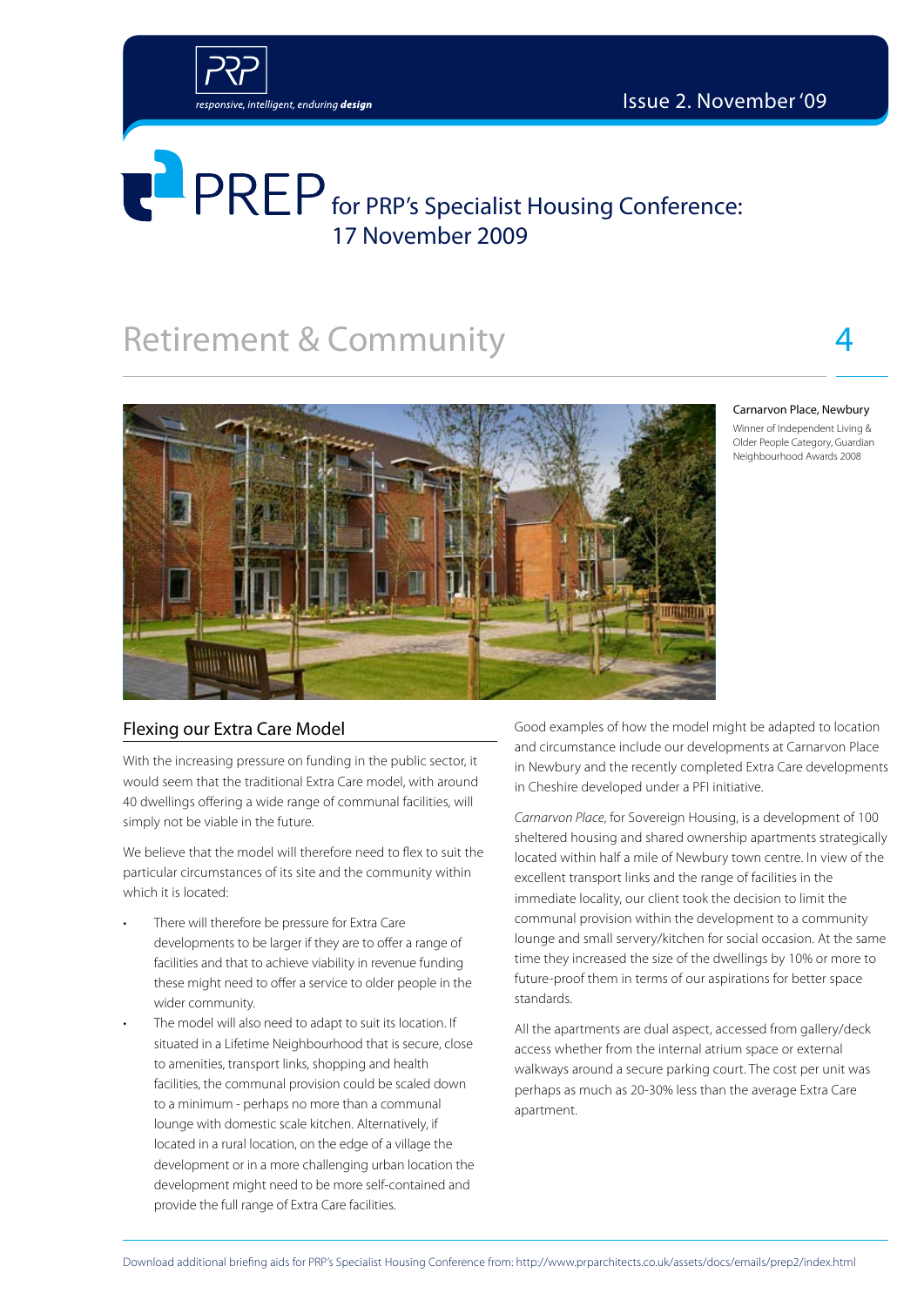# PREP for PRP's Specialist Housing Conference: 17 November 2009

## Retirement & Community

**Carnarvon Place, Newbury**

Winner of Independent Living & Older People Category, Guardian Neighbourhood Awards 2008

### Flexing our Extra Care Model

With the increasing pressure on funding in the public sector, it would seem that the traditional Extra Care model, with around 40 dwellings offering a wide range of communal facilities, will simply not be viable in the future.

We believe that the model will therefore need to flex to suit the particular circumstances of its site and the community within which it is located:

- There will therefore be pressure for Extra Care developments to be larger if they are to offer a range of facilities and that to achieve viability in revenue funding these might need to offer a service to older people in the wider community.
- The model will also need to adapt to suit its location. If situated in a Lifetime Neighbourhood that is secure, close to amenities, transport links, shopping and health facilities, the communal provision could be scaled down to a minimum - perhaps no more than a communal lounge with domestic scale kitchen. Alternatively, if located in a rural location, on the edge of a village the development or in a more challenging urban location the development might need to be more self-contained and provide the full range of Extra Care facilities.

Good examples of how the model might be adapted to location and circumstance include our developments at Carnarvon Place in Newbury and the recently completed Extra Care developments in Cheshire developed under a PFI initiative.

*Carnarvon Place*, for Sovereign Housing, is a development of 100 sheltered housing and shared ownership apartments strategically located within half a mile of Newbury town centre. In view of the excellent transport links and the range of facilities in the immediate locality, our client took the decision to limit the communal provision within the development to a community lounge and small servery/kitchen for social occasion. At the same time they increased the size of the dwellings by 10% or more to future-proof them in terms of our aspirations for better space standards.

All the apartments are dual aspect, accessed from gallery/deck access whether from the internal atrium space or external walkways around a secure parking court. The cost per unit was perhaps as much as 20-30% less than the average Extra Care apartment.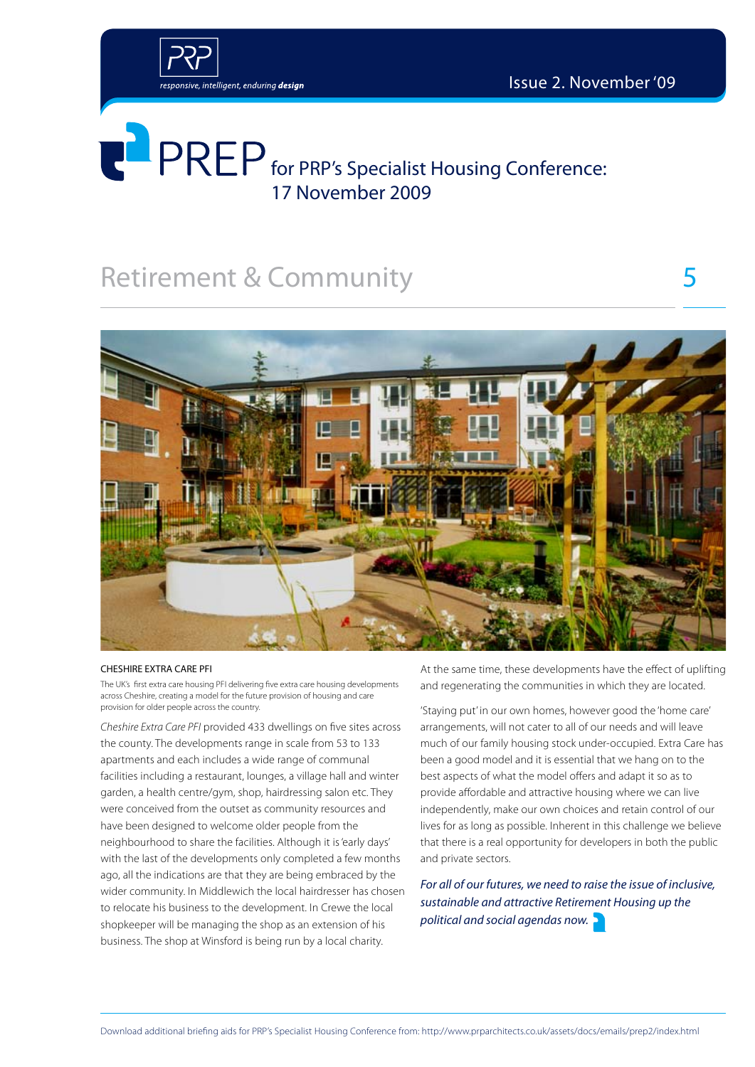PRP

*responsive, intelligent, enduring* ***design***

Issue 2. November '09

# PREP for PRP's Specialist Housing Conference: 17 November 2009

## Retirement & Community

CHESHIRE EXTRA CARE PFI

The UK's first extra care housing PFI delivering five extra care housing developments across Cheshire, creating a model for the future provision of housing and care provision for older people across the country.

*Cheshire Extra Care PFI* provided 433 dwellings on five sites across the county. The developments range in scale from 53 to 133 apartments and each includes a wide range of communal facilities including a restaurant, lounges, a village hall and winter garden, a health centre/gym, shop, hairdressing salon etc. They were conceived from the outset as community resources and have been designed to welcome older people from the neighbourhood to share the facilities. Although it is 'early days' with the last of the developments only completed a few months ago, all the indications are that they are being embraced by the wider community. In Middlewich the local hairdresser has chosen to relocate his business to the development. In Crewe the local shopkeeper will be managing the shop as an extension of his business. The shop at Winsford is being run by a local charity.

At the same time, these developments have the effect of uplifting and regenerating the communities in which they are located.

'Staying put' in our own homes, however good the 'home care' arrangements, will not cater to all of our needs and will leave much of our family housing stock under-occupied. Extra Care has been a good model and it is essential that we hang on to the best aspects of what the model offers and adapt it so as to provide affordable and attractive housing where we can live independently, make our own choices and retain control of our lives for as long as possible. Inherent in this challenge we believe that there is a real opportunity for developers in both the public and private sectors.

*For all of our futures, we need to raise the issue of inclusive, sustainable and attractive Retirement Housing up the political and social agendas now.*

Download additional briefing aids for PRP's Specialist Housing Conference from: http://www.prparchitects.co.uk/assets/docs/emails/prep2/index.html